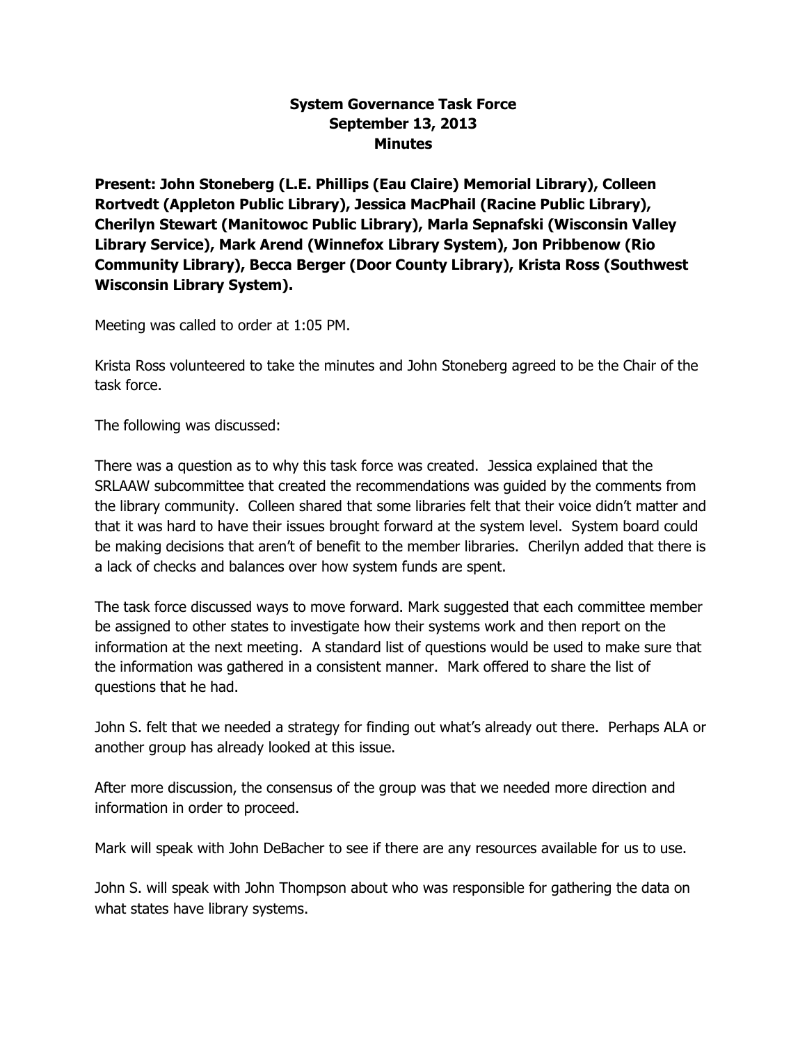# System Governance Task Force
## September 13, 2013
## Minutes

**Present: John Stoneberg (L.E. Phillips (Eau Claire) Memorial Library), Colleen Rortvedt (Appleton Public Library), Jessica MacPhail (Racine Public Library), Cherilyn Stewart (Manitowoc Public Library), Marla Sepnafski (Wisconsin Valley Library Service), Mark Arend (Winnefox Library System), Jon Pribbenow (Rio Community Library), Becca Berger (Door County Library), Krista Ross (Southwest Wisconsin Library System).**

Meeting was called to order at 1:05 PM.

Krista Ross volunteered to take the minutes and John Stoneberg agreed to be the Chair of the task force.

The following was discussed:

There was a question as to why this task force was created. Jessica explained that the SRLAAW subcommittee that created the recommendations was guided by the comments from the library community. Colleen shared that some libraries felt that their voice didn't matter and that it was hard to have their issues brought forward at the system level. System board could be making decisions that aren't of benefit to the member libraries. Cherilyn added that there is a lack of checks and balances over how system funds are spent.

The task force discussed ways to move forward. Mark suggested that each committee member be assigned to other states to investigate how their systems work and then report on the information at the next meeting. A standard list of questions would be used to make sure that the information was gathered in a consistent manner. Mark offered to share the list of questions that he had.

John S. felt that we needed a strategy for finding out what's already out there. Perhaps ALA or another group has already looked at this issue.

After more discussion, the consensus of the group was that we needed more direction and information in order to proceed.

Mark will speak with John DeBacher to see if there are any resources available for us to use.

John S. will speak with John Thompson about who was responsible for gathering the data on what states have library systems.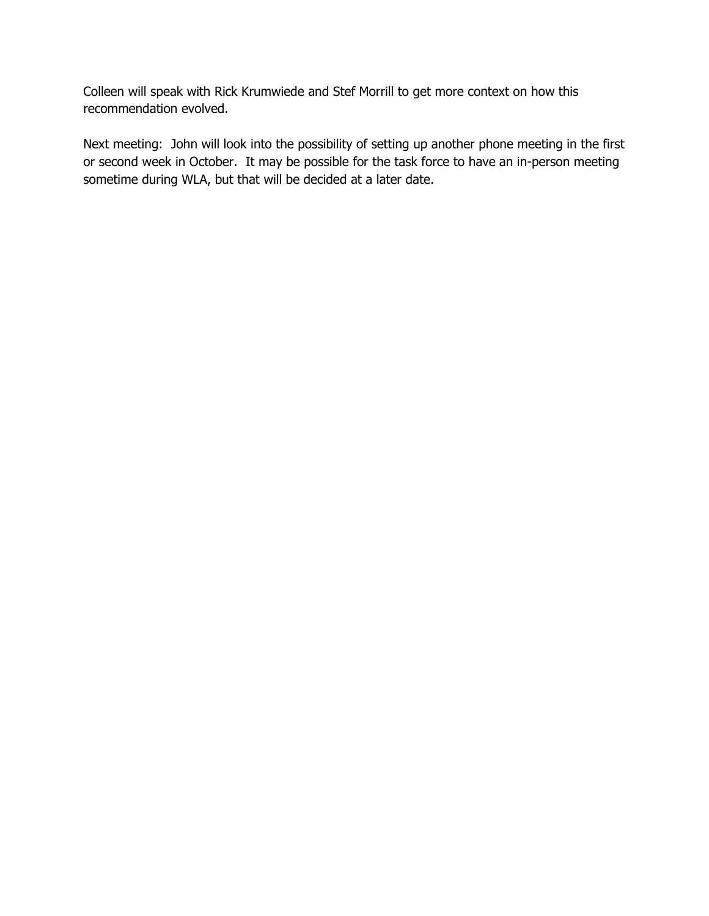Colleen will speak with Rick Krumwiede and Stef Morrill to get more context on how this recommendation evolved.

Next meeting: John will look into the possibility of setting up another phone meeting in the first or second week in October. It may be possible for the task force to have an in-person meeting sometime during WLA, but that will be decided at a later date.